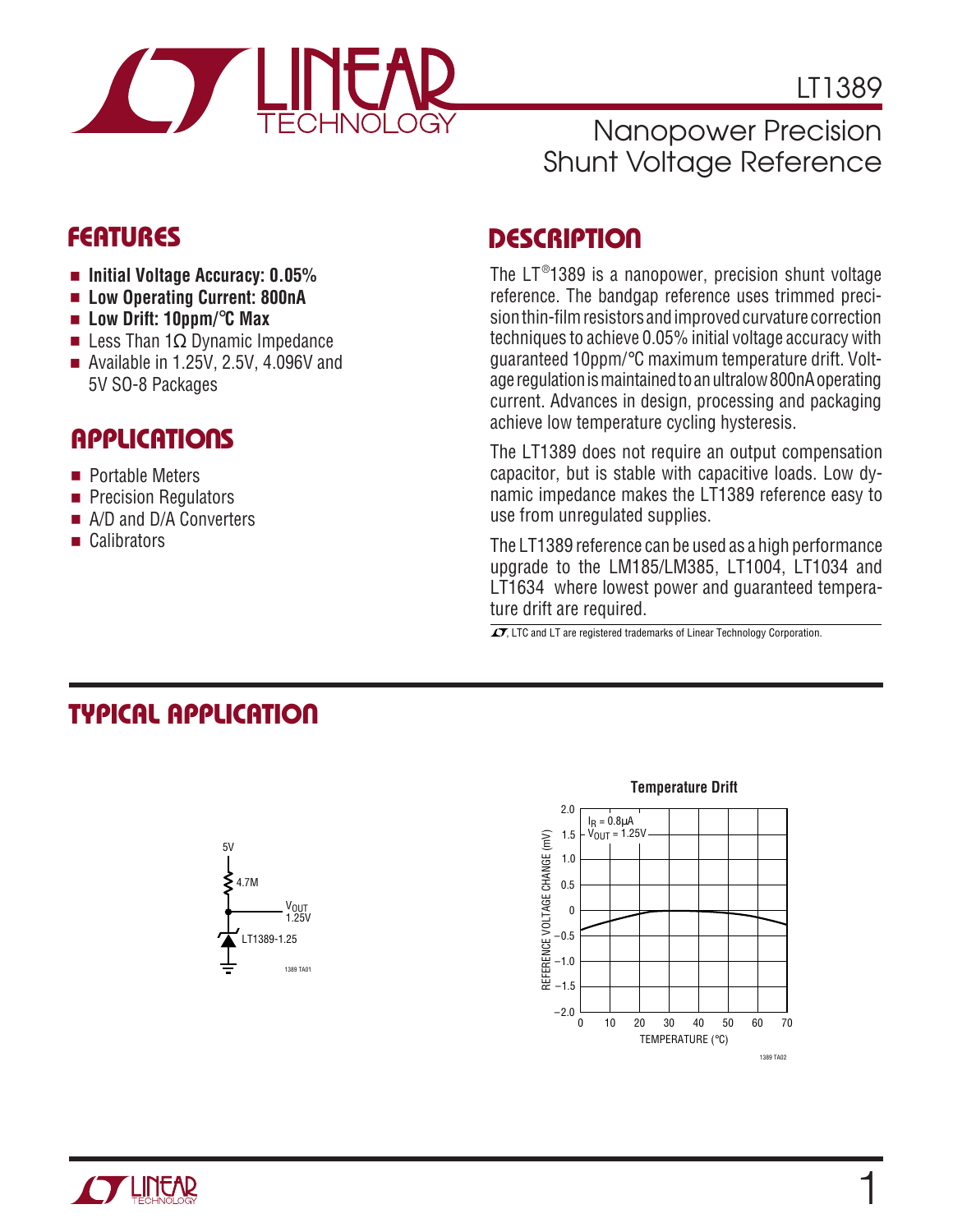# LT1389

## Nanopower Precision Shunt Voltage Reference

## FEATURES

- **Initial Voltage Accuracy: 0.05%**
- **Low Operating Current: 800nA**
- **Low Drift: 10ppm/°C Max**
- Less Than 1Ω Dynamic Impedance
- Available in 1.25V, 2.5V, 4.096V and 5V SO-8 Packages

## APPLICATIONS

- Portable Meters
- Precision Regulators
- A/D and D/A Converters
- Calibrators

## DESCRIPTION

The LT®1389 is a nanopower, precision shunt voltage reference. The bandgap reference uses trimmed precision thin-film resistors and improved curvature correction techniques to achieve 0.05% initial voltage accuracy with guaranteed 10ppm/°C maximum temperature drift. Voltage regulation is maintained to an ultralow 800nA operating current. Advances in design, processing and packaging achieve low temperature cycling hysteresis.

The LT1389 does not require an output compensation capacitor, but is stable with capacitive loads. Low dynamic impedance makes the LT1389 reference easy to use from unregulated supplies.

The LT1389 reference can be used as a high performance upgrade to the LM185/LM385, LT1004, LT1034 and LT1634 where lowest power and guaranteed temperature drift are required.

LT, LTC and LT are registered trademarks of Linear Technology Corporation.

## TYPICAL APPLICATION

5V, 4.7M, $V_{OUT}$ 1.25V, LT1389-1.25

1389 TA01

**Temperature Drift**

$I_R = 0.8\mu A$, $V_{OUT} = 1.25V$

REFERENCE VOLTAGE CHANGE (mV) vs TEMPERATURE (°C)

1389 TA02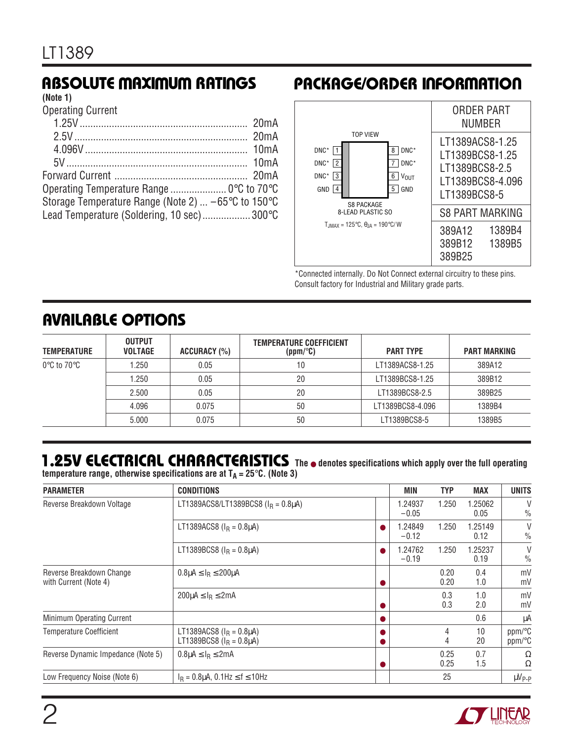## ABSOLUTE MAXIMUM RATINGS

**(Note 1)**

Operating Current
- 1.25V .............................................................. 20mA
- 2.5V ................................................................ 20mA
- 4.096V ............................................................ 10mA
- 5V ................................................................... 10mA

Forward Current ................................................. 20mA
Operating Temperature Range ..................... 0°C to 70°C
Storage Temperature Range (Note 2) ... –65°C to 150°C
Lead Temperature (Soldering, 10 sec).................. 300°C

## PACKAGE/ORDER INFORMATION

TOP VIEW

| Pin | Name | Pin | Name |
|---|---|---|---|
| 1 | DNC* | 8 | DNC* |
| 2 | DNC* | 7 | DNC* |
| 3 | DNC* | 6 | $V_{OUT}$ |
| 4 | GND | 5 | GND |

S8 PACKAGE
8-LEAD PLASTIC SO

$T_{JMAX} = 125°C$, $\theta_{JA} = 190°C/W$

| ORDER PART NUMBER |
|---|
| LT1389ACS8-1.25 |
| LT1389BCS8-1.25 |
| LT1389BCS8-2.5 |
| LT1389BCS8-4.096 |
| LT1389BCS8-5 |

| S8 PART MARKING | |
|---|---|
| 389A12 | 1389B4 |
| 389B12 | 1389B5 |
| 389B25 | |

*Connected internally. Do Not Connect external circuitry to these pins.
Consult factory for Industrial and Military grade parts.

## AVAILABLE OPTIONS

| TEMPERATURE | OUTPUT VOLTAGE | ACCURACY (%) | TEMPERATURE COEFFICIENT (ppm/°C) | PART TYPE | PART MARKING |
|---|---|---|---|---|---|
| 0°C to 70°C | 1.250 | 0.05 | 10 | LT1389ACS8-1.25 | 389A12 |
| | 1.250 | 0.05 | 20 | LT1389BCS8-1.25 | 389B12 |
| | 2.500 | 0.05 | 20 | LT1389BCS8-2.5 | 389B25 |
| | 4.096 | 0.075 | 50 | LT1389BCS8-4.096 | 1389B4 |
| | 5.000 | 0.075 | 50 | LT1389BCS8-5 | 1389B5 |

## 1.25V ELECTRICAL CHARACTERISTICS

**The ● denotes specifications which apply over the full operating temperature range, otherwise specifications are at $T_A = 25°C$. (Note 3)**

| PARAMETER | CONDITIONS | | MIN | TYP | MAX | UNITS |
|---|---|---|---|---|---|---|
| Reverse Breakdown Voltage | LT1389ACS8/LT1389BCS8 ($I_R = 0.8\mu A$) | | 1.24937<br>–0.05 | 1.250 | 1.25062<br>0.05 | V<br>% |
| | LT1389ACS8 ($I_R = 0.8\mu A$) | ● | 1.24849<br>–0.12 | 1.250 | 1.25149<br>0.12 | V<br>% |
| | LT1389BCS8 ($I_R = 0.8\mu A$) | ● | 1.24762<br>–0.19 | 1.250 | 1.25237<br>0.19 | V<br>% |
| Reverse Breakdown Change with Current (Note 4) | $0.8\mu A \le I_R \le 200\mu A$ | <br>● | | 0.20<br>0.20 | 0.4<br>1.0 | mV<br>mV |
| | $200\mu A \le I_R \le 2mA$ | <br>● | | 0.3<br>0.3 | 1.0<br>2.0 | mV<br>mV |
| Minimum Operating Current | | ● | | | 0.6 | µA |
| Temperature Coefficient | LT1389ACS8 ($I_R = 0.8\mu A$)<br>LT1389BCS8 ($I_R = 0.8\mu A$) | ●<br>● | | 4<br>4 | 10<br>20 | ppm/°C<br>ppm/°C |
| Reverse Dynamic Impedance (Note 5) | $0.8\mu A \le I_R \le 2mA$ | <br>● | | 0.25<br>0.25 | 0.7<br>1.5 | Ω<br>Ω |
| Low Frequency Noise (Note 6) | $I_R = 0.8\mu A$, $0.1Hz \le f \le 10Hz$ | | | 25 | | $\mu V_{P-P}$ |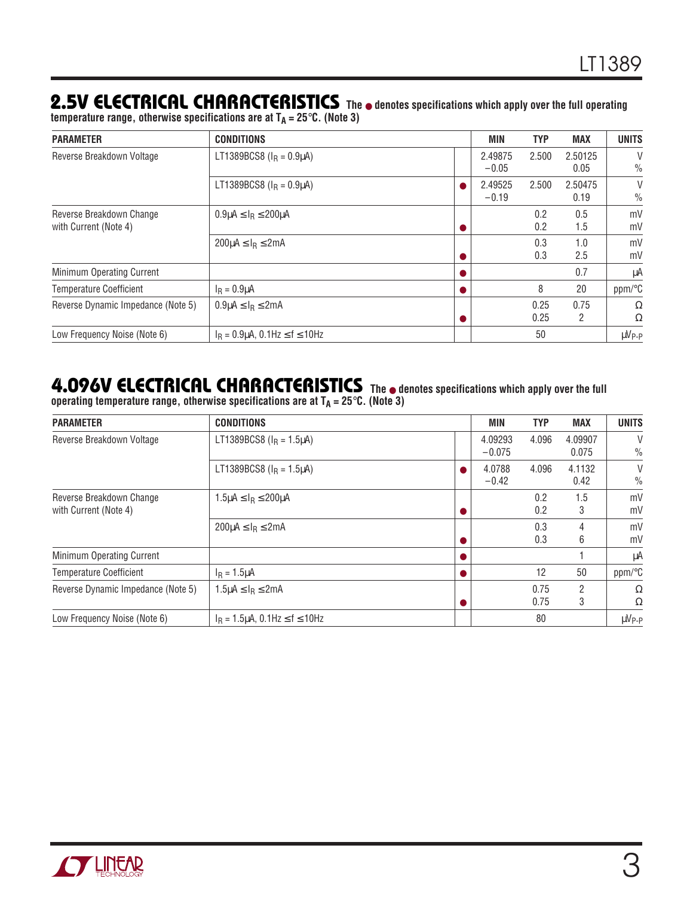## 2.5V ELECTRICAL CHARACTERISTICS

**The ● denotes specifications which apply over the full operating temperature range, otherwise specifications are at $T_A$ = 25°C. (Note 3)**

| PARAMETER | CONDITIONS | | MIN | TYP | MAX | UNITS |
|---|---|---|---|---|---|---|
| Reverse Breakdown Voltage | LT1389BCS8 ($I_R$ = 0.9μA) | | 2.49875<br>−0.05 | 2.500 | 2.50125<br>0.05 | V<br>% |
| | LT1389BCS8 ($I_R$ = 0.9μA) | ● | 2.49525<br>−0.19 | 2.500 | 2.50475<br>0.19 | V<br>% |
| Reverse Breakdown Change with Current (Note 4) | 0.9μA ≤ $I_R$ ≤ 200μA | <br>● | | 0.2<br>0.2 | 0.5<br>1.5 | mV<br>mV |
| | 200μA ≤ $I_R$ ≤ 2mA | <br>● | | 0.3<br>0.3 | 1.0<br>2.5 | mV<br>mV |
| Minimum Operating Current | | ● | | | 0.7 | μA |
| Temperature Coefficient | $I_R$ = 0.9μA | ● | | 8 | 20 | ppm/°C |
| Reverse Dynamic Impedance (Note 5) | 0.9μA ≤ $I_R$ ≤ 2mA | <br>● | | 0.25<br>0.25 | 0.75<br>2 | Ω<br>Ω |
| Low Frequency Noise (Note 6) | $I_R$ = 0.9μA, 0.1Hz ≤ f ≤ 10Hz | | | 50 | | $μV_{P-P}$ |

## 4.096V ELECTRICAL CHARACTERISTICS

**The ● denotes specifications which apply over the full operating temperature range, otherwise specifications are at $T_A$ = 25°C. (Note 3)**

| PARAMETER | CONDITIONS | | MIN | TYP | MAX | UNITS |
|---|---|---|---|---|---|---|
| Reverse Breakdown Voltage | LT1389BCS8 ($I_R$ = 1.5μA) | | 4.09293<br>−0.075 | 4.096 | 4.09907<br>0.075 | V<br>% |
| | LT1389BCS8 ($I_R$ = 1.5μA) | ● | 4.0788<br>−0.42 | 4.096 | 4.1132<br>0.42 | V<br>% |
| Reverse Breakdown Change with Current (Note 4) | 1.5μA ≤ $I_R$ ≤ 200μA | <br>● | | 0.2<br>0.2 | 1.5<br>3 | mV<br>mV |
| | 200μA ≤ $I_R$ ≤ 2mA | <br>● | | 0.3<br>0.3 | 4<br>6 | mV<br>mV |
| Minimum Operating Current | | ● | | | 1 | μA |
| Temperature Coefficient | $I_R$ = 1.5μA | ● | | 12 | 50 | ppm/°C |
| Reverse Dynamic Impedance (Note 5) | 1.5μA ≤ $I_R$ ≤ 2mA | <br>● | | 0.75<br>0.75 | 2<br>3 | Ω<br>Ω |
| Low Frequency Noise (Note 6) | $I_R$ = 1.5μA, 0.1Hz ≤ f ≤ 10Hz | | | 80 | | $μV_{P-P}$ |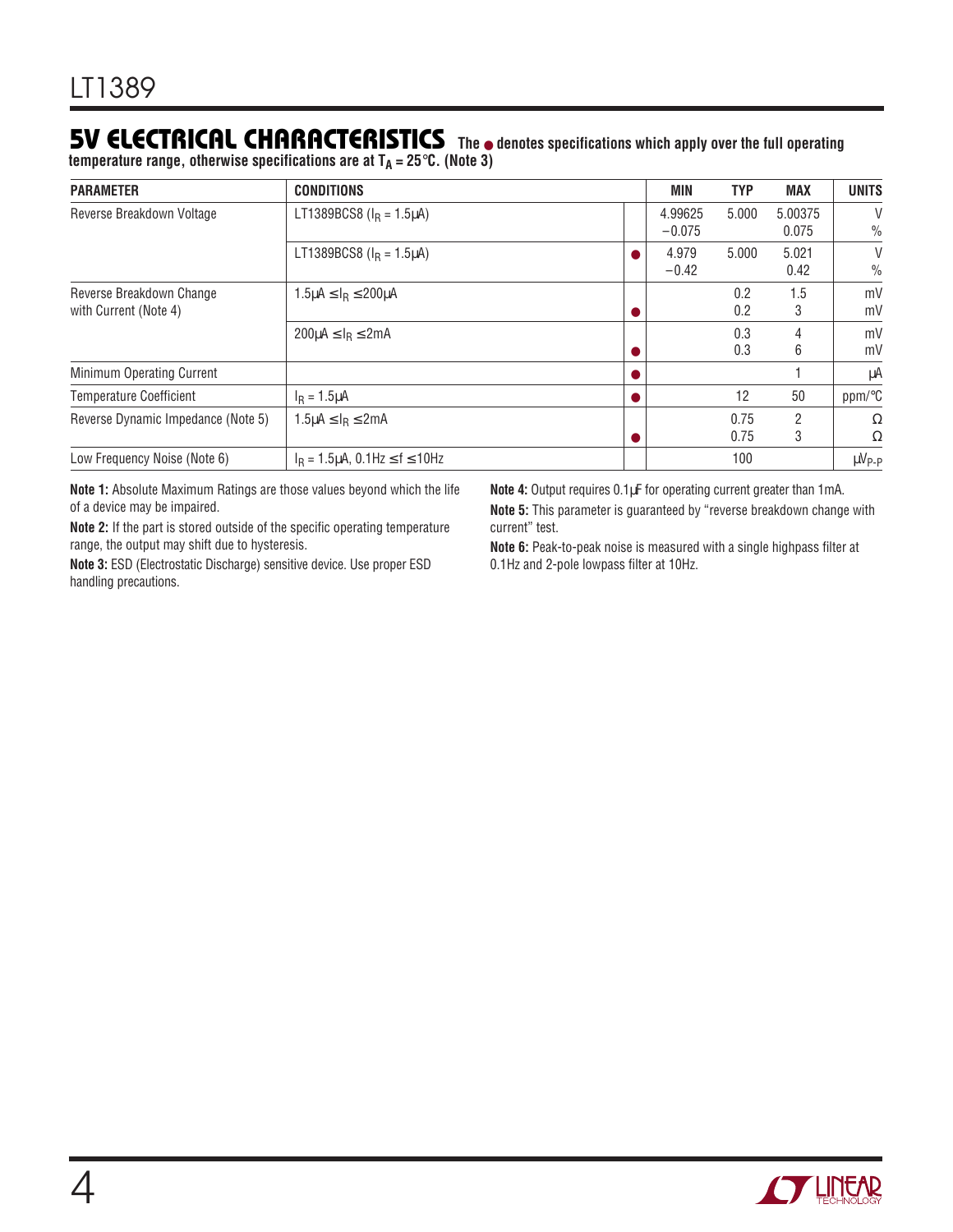## 5V ELECTRICAL CHARACTERISTICS

**The ● denotes specifications which apply over the full operating temperature range, otherwise specifications are at $T_A$ = 25°C. (Note 3)**

| PARAMETER | CONDITIONS | | MIN | TYP | MAX | UNITS |
|---|---|---|---|---|---|---|
| Reverse Breakdown Voltage | LT1389BCS8 ($I_R$ = 1.5μA) | | 4.99625<br>−0.075 | 5.000 | 5.00375<br>0.075 | V<br>% |
| | LT1389BCS8 ($I_R$ = 1.5μA) | ● | 4.979<br>−0.42 | 5.000 | 5.021<br>0.42 | V<br>% |
| Reverse Breakdown Change with Current (Note 4) | 1.5μA ≤ $I_R$ ≤ 200μA | <br>● | | 0.2<br>0.2 | 1.5<br>3 | mV<br>mV |
| | 200μA ≤ $I_R$ ≤ 2mA | <br>● | | 0.3<br>0.3 | 4<br>6 | mV<br>mV |
| Minimum Operating Current | | ● | | | 1 | μA |
| Temperature Coefficient | $I_R$ = 1.5μA | ● | | 12 | 50 | ppm/°C |
| Reverse Dynamic Impedance (Note 5) | 1.5μA ≤ $I_R$ ≤ 2mA | <br>● | | 0.75<br>0.75 | 2<br>3 | Ω<br>Ω |
| Low Frequency Noise (Note 6) | $I_R$ = 1.5μA, 0.1Hz ≤ f ≤ 10Hz | | | 100 | | $μV_{P-P}$ |

**Note 1:** Absolute Maximum Ratings are those values beyond which the life of a device may be impaired.

**Note 2:** If the part is stored outside of the specific operating temperature range, the output may shift due to hysteresis.

**Note 3:** ESD (Electrostatic Discharge) sensitive device. Use proper ESD handling precautions.

**Note 4:** Output requires 0.1μF for operating current greater than 1mA.

**Note 5:** This parameter is guaranteed by "reverse breakdown change with current" test.

**Note 6:** Peak-to-peak noise is measured with a single highpass filter at 0.1Hz and 2-pole lowpass filter at 10Hz.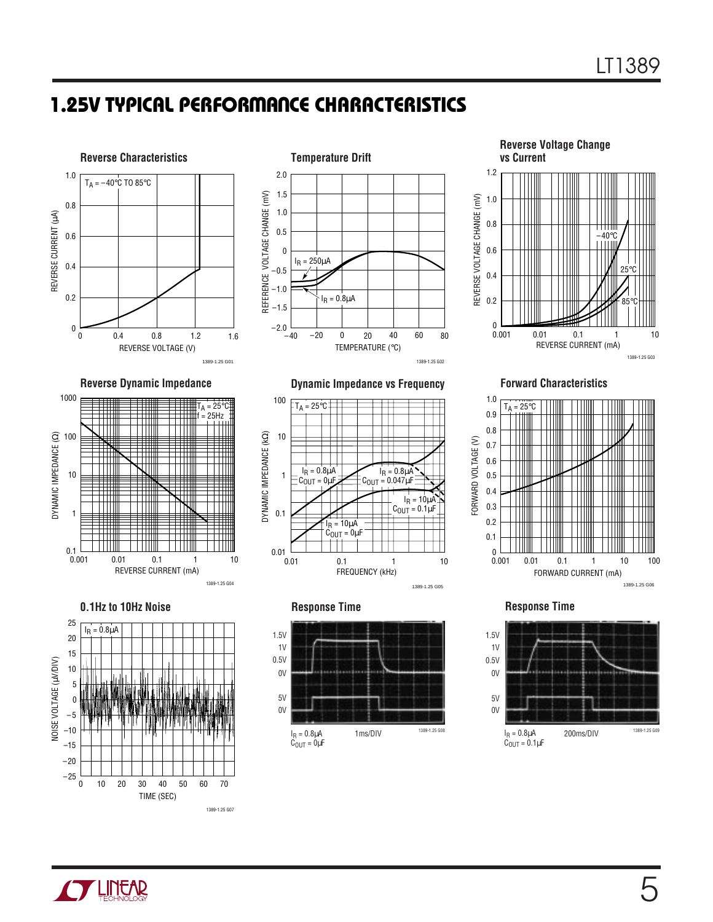## 1.25V TYPICAL PERFORMANCE CHARACTERISTICS

**Reverse Characteristics**

$T_A$ = –40°C TO 85°C

REVERSE CURRENT (µA) vs REVERSE VOLTAGE (V)

1389-1.25 G01

**Temperature Drift**

$I_R$ = 250µA

$I_R$ = 0.8µA

REFERENCE VOLTAGE CHANGE (mV) vs TEMPERATURE (°C)

1389-1.25 G02

**Reverse Voltage Change vs Current**

–40°C, 25°C, 85°C

REVERSE VOLTAGE CHANGE (mV) vs REVERSE CURRENT (mA)

1389-1.25 G03

**Reverse Dynamic Impedance**

$T_A$ = 25°C
f = 25Hz

DYNAMIC IMPEDANCE (Ω) vs REVERSE CURRENT (mA)

1389-1.25 G04

**Dynamic Impedance vs Frequency**

$T_A$ = 25°C

$I_R$ = 0.8µA, $C_{OUT}$ = 0µF

$I_R$ = 0.8µA, $C_{OUT}$ = 0.047µF

$I_R$ = 10µA, $C_{OUT}$ = 0.1µF

$I_R$ = 10µA, $C_{OUT}$ = 0µF

DYNAMIC IMPEDANCE (kΩ) vs FREQUENCY (kHz)

1389-1.25 G05

**Forward Characteristics**

$T_A$ = 25°C

FORWARD VOLTAGE (V) vs FORWARD CURRENT (mA)

1389-1.25 G06

**0.1Hz to 10Hz Noise**

$I_R$ = 0.8µA

NOISE VOLTAGE (µV/DIV) vs TIME (SEC)

1389-1.25 G07

**Response Time**

$I_R$ = 0.8µA
$C_{OUT}$ = 0µF
1ms/DIV

1389-1.25 G08

**Response Time**

$I_R$ = 0.8µA
$C_{OUT}$ = 0.1µF
200ms/DIV

1389-1.25 G09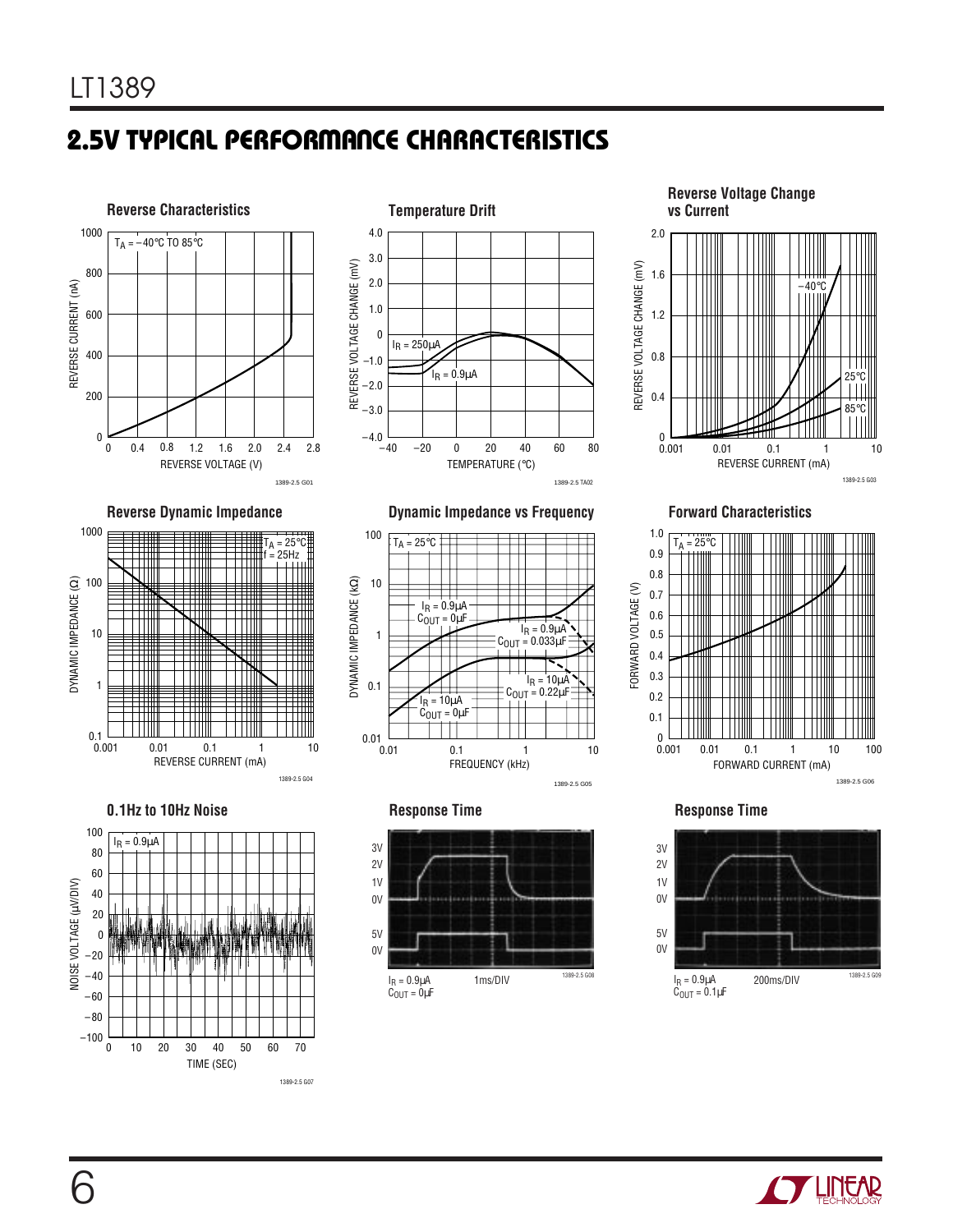## 2.5V TYPICAL PERFORMANCE CHARACTERISTICS

**Reverse Characteristics**

$T_A = -40°C$ TO 85°C

REVERSE CURRENT (nA) vs REVERSE VOLTAGE (V)

1389-2.5 G01

**Temperature Drift**

$I_R = 250\mu A$

$I_R = 0.9\mu A$

REVERSE VOLTAGE CHANGE (mV) vs TEMPERATURE (°C)

1389-2.5 TA02

**Reverse Voltage Change vs Current**

–40°C, 25°C, 85°C

REVERSE VOLTAGE CHANGE (mV) vs REVERSE CURRENT (mA)

1389-2.5 G03

**Reverse Dynamic Impedance**

$T_A = 25°C$
f = 25Hz

DYNAMIC IMPEDANCE (Ω) vs REVERSE CURRENT (mA)

1389-2.5 G04

**Dynamic Impedance vs Frequency**

$T_A = 25°C$

$I_R = 0.9\mu A$, $C_{OUT} = 0\mu F$

$I_R = 0.9\mu A$, $C_{OUT} = 0.033\mu F$

$I_R = 10\mu A$, $C_{OUT} = 0.22\mu F$

$I_R = 10\mu A$, $C_{OUT} = 0\mu F$

DYNAMIC IMPEDANCE (kΩ) vs FREQUENCY (kHz)

1389-2.5 G05

**Forward Characteristics**

$T_A = 25°C$

FORWARD VOLTAGE (V) vs FORWARD CURRENT (mA)

1389-2.5 G06

**0.1Hz to 10Hz Noise**

$I_R = 0.9\mu A$

NOISE VOLTAGE (µV/DIV) vs TIME (SEC)

1389-2.5 G07

**Response Time**

$I_R = 0.9\mu A$
$C_{OUT} = 0\mu F$
1ms/DIV

1389-2.5 G08

**Response Time**

$I_R = 0.9\mu A$
$C_{OUT} = 0.1\mu F$
200ms/DIV

1389-2.5 G09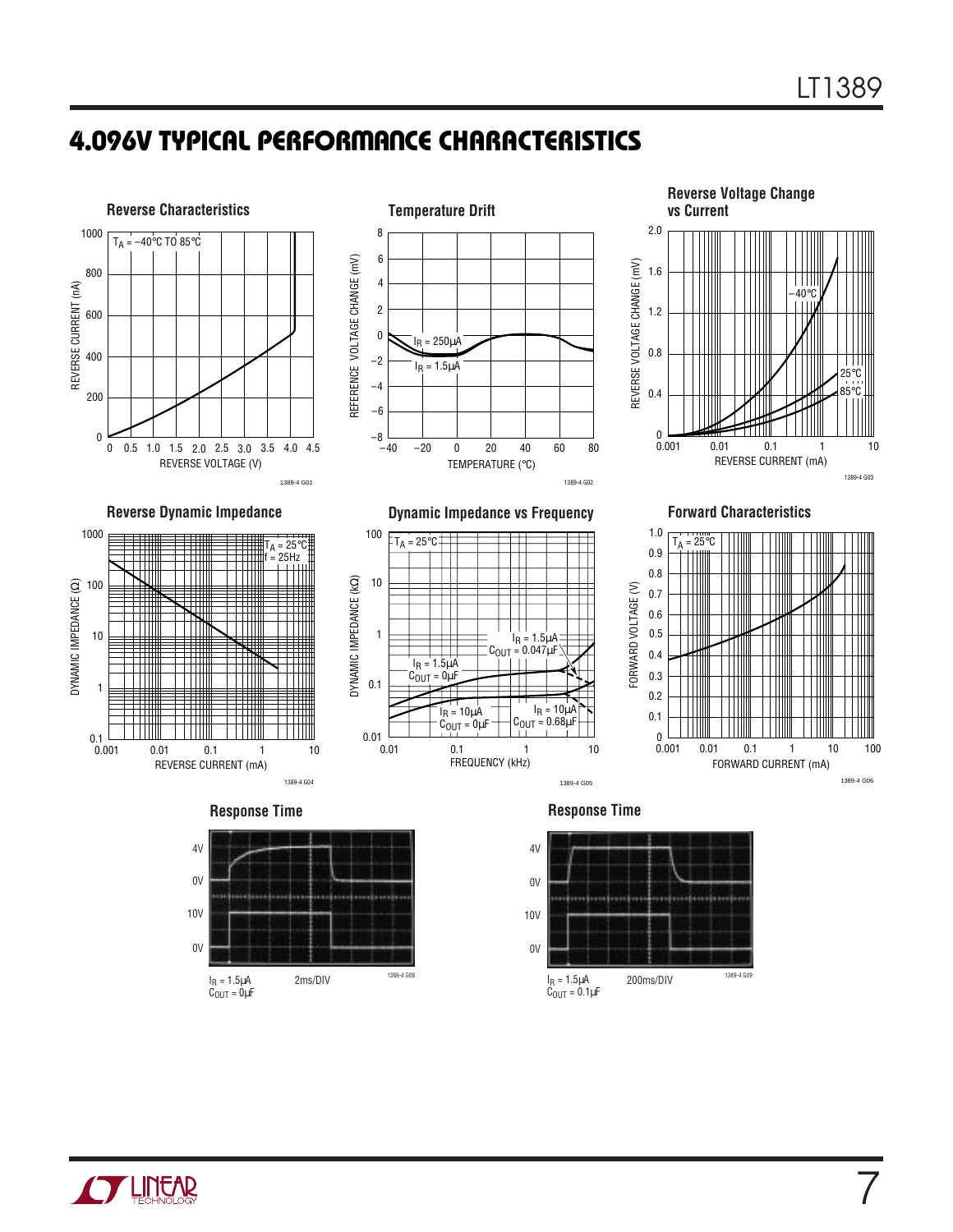## 4.096V TYPICAL PERFORMANCE CHARACTERISTICS

**Reverse Characteristics**

$T_A$ = –40°C TO 85°C

REVERSE CURRENT (nA) vs REVERSE VOLTAGE (V)

1389-4 G01

**Temperature Drift**

$I_R$ = 250µA

$I_R$ = 1.5µA

REFERENCE VOLTAGE CHANGE (mV) vs TEMPERATURE (°C)

1389-4 G02

**Reverse Voltage Change vs Current**

–40°C

25°C

85°C

REVERSE VOLTAGE CHANGE (mV) vs REVERSE CURRENT (mA)

1389-4 G03

**Reverse Dynamic Impedance**

$T_A$ = 25°C

f = 25Hz

DYNAMIC IMPEDANCE (Ω) vs REVERSE CURRENT (mA)

1389-4 G04

**Dynamic Impedance vs Frequency**

$T_A$ = 25°C

$I_R$ = 1.5µA, $C_{OUT}$ = 0.047µF

$I_R$ = 1.5µA, $C_{OUT}$ = 0µF

$I_R$ = 10µA, $C_{OUT}$ = 0µF

$I_R$ = 10µA, $C_{OUT}$ = 0.68µF

DYNAMIC IMPEDANCE (kΩ) vs FREQUENCY (kHz)

1389-4 G05

**Forward Characteristics**

$T_A$ = 25°C

FORWARD VOLTAGE (V) vs FORWARD CURRENT (mA)

1389-4 G06

**Response Time**

$I_R$ = 1.5µA

$C_{OUT}$ = 0µF

2ms/DIV

1389-4 G08

**Response Time**

$I_R$ = 1.5µA

$C_{OUT}$ = 0.1µF

200ms/DIV

1389-4 G09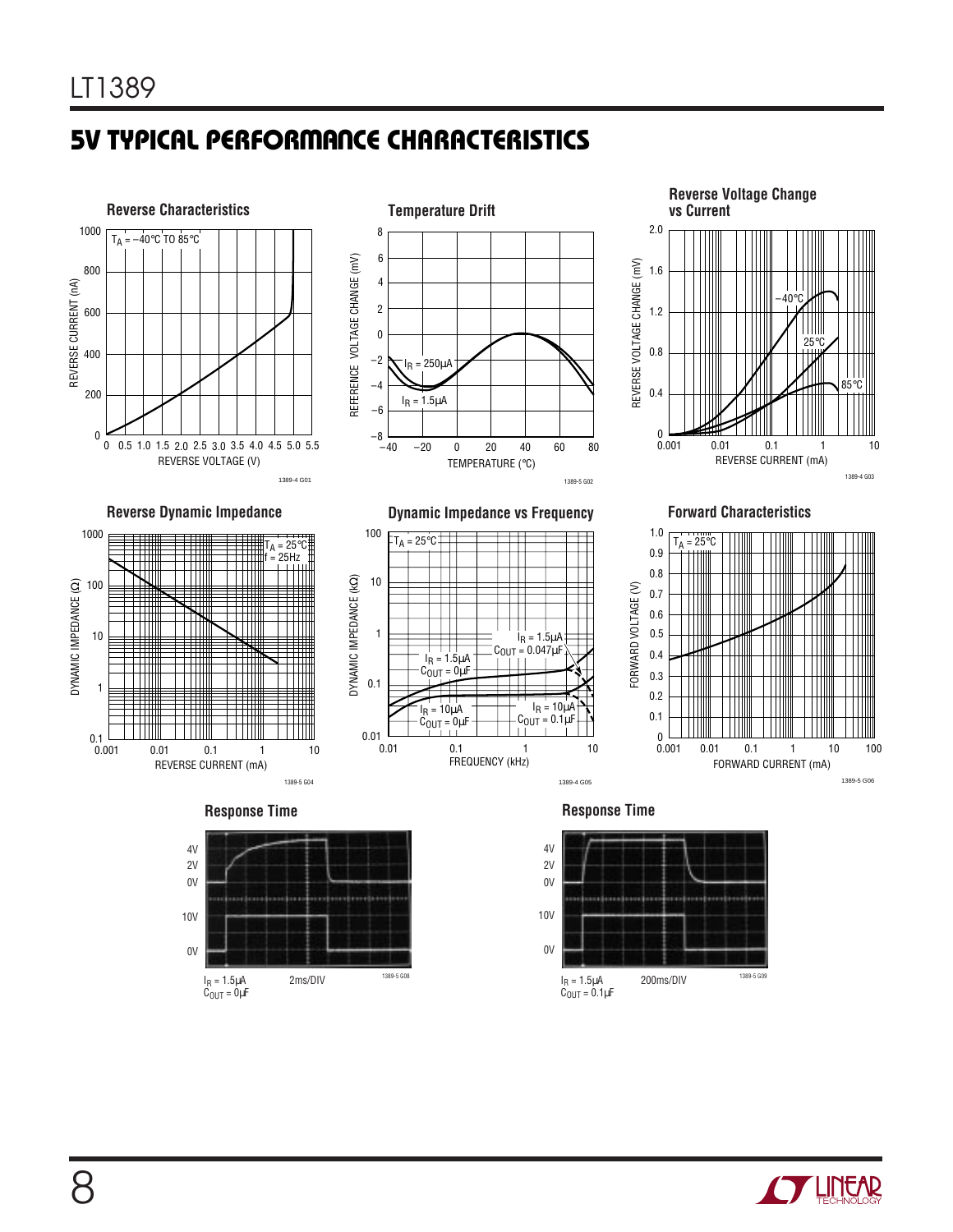## 5V TYPICAL PERFORMANCE CHARACTERISTICS

**Reverse Characteristics**

$T_A$ = –40°C TO 85°C

REVERSE CURRENT (nA) vs REVERSE VOLTAGE (V)

1389-4 G01

**Temperature Drift**

$I_R$ = 250μA

$I_R$ = 1.5μA

REFERENCE VOLTAGE CHANGE (mV) vs TEMPERATURE (°C)

1389-5 G02

**Reverse Voltage Change vs Current**

–40°C

25°C

85°C

REVERSE VOLTAGE CHANGE (mV) vs REVERSE CURRENT (mA)

1389-4 G03

**Reverse Dynamic Impedance**

$T_A$ = 25°C
f = 25Hz

DYNAMIC IMPEDANCE (Ω) vs REVERSE CURRENT (mA)

1389-5 G04

**Dynamic Impedance vs Frequency**

$T_A$ = 25°C

$I_R$ = 1.5μA, $C_{OUT}$ = 0.047μF

$I_R$ = 1.5μA, $C_{OUT}$ = 0μF

$I_R$ = 10μA, $C_{OUT}$ = 0μF

$I_R$ = 10μA, $C_{OUT}$ = 0.1μF

DYNAMIC IMPEDANCE (kΩ) vs FREQUENCY (kHz)

1389-4 G05

**Forward Characteristics**

$T_A$ = 25°C

FORWARD VOLTAGE (V) vs FORWARD CURRENT (mA)

1389-5 G06

**Response Time**

$I_R$ = 1.5μA
$C_{OUT}$ = 0μF
2ms/DIV

1389-5 G08

**Response Time**

$I_R$ = 1.5μA
$C_{OUT}$ = 0.1μF
200ms/DIV

1389-5 G09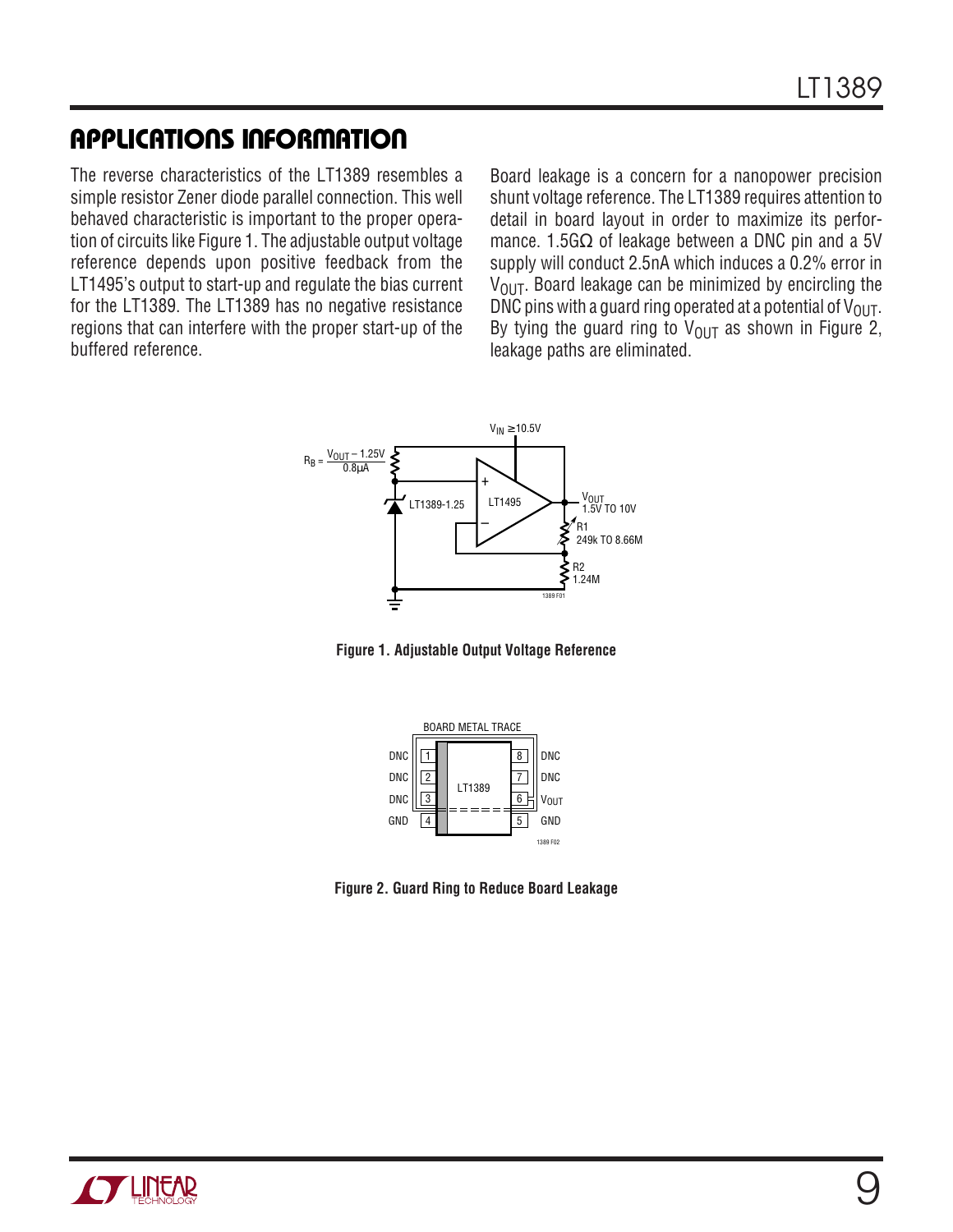## APPLICATIONS INFORMATION

The reverse characteristics of the LT1389 resembles a simple resistor Zener diode parallel connection. This well behaved characteristic is important to the proper operation of circuits like Figure 1. The adjustable output voltage reference depends upon positive feedback from the LT1495's output to start-up and regulate the bias current for the LT1389. The LT1389 has no negative resistance regions that can interfere with the proper start-up of the buffered reference.

Board leakage is a concern for a nanopower precision shunt voltage reference. The LT1389 requires attention to detail in board layout in order to maximize its performance. 1.5GΩ of leakage between a DNC pin and a 5V supply will conduct 2.5nA which induces a 0.2% error in $V_{OUT}$. Board leakage can be minimized by encircling the DNC pins with a guard ring operated at a potential of $V_{OUT}$. By tying the guard ring to $V_{OUT}$ as shown in Figure 2, leakage paths are eliminated.

**Figure 1. Adjustable Output Voltage Reference**

**Figure 2. Guard Ring to Reduce Board Leakage**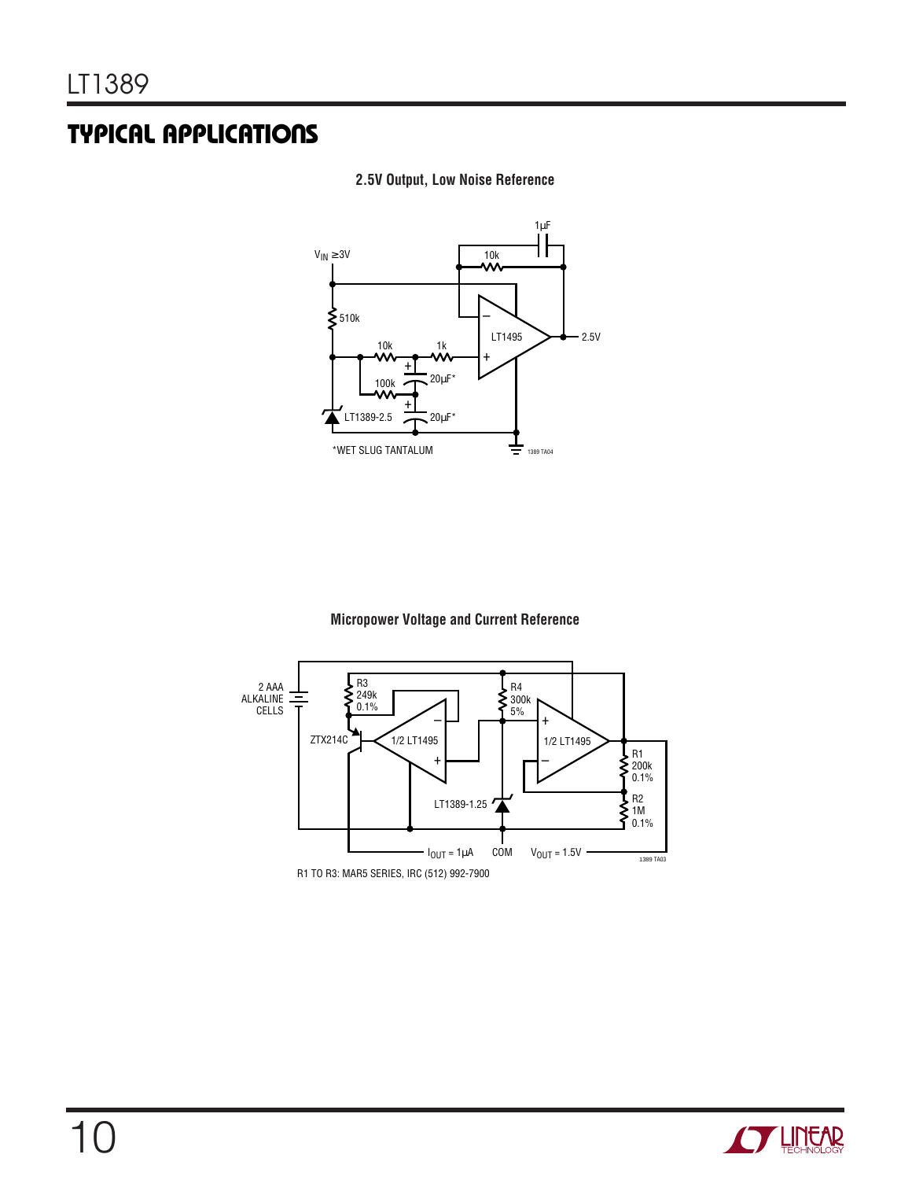## TYPICAL APPLICATIONS

**2.5V Output, Low Noise Reference**

$V_{IN} \geq 3V$

510k

10k

1k

100k

20µF*

20µF*

LT1389-2.5

10k

1µF

LT1495

2.5V

*WET SLUG TANTALUM

1389 TA04

**Micropower Voltage and Current Reference**

2 AAA ALKALINE CELLS

R3 249k 0.1%

ZTX214C

1/2 LT1495

R4 300k 5%

1/2 LT1495

R1 200k 0.1%

R2 1M 0.1%

LT1389-1.25

$I_{OUT}$ = 1µA

COM

$V_{OUT}$ = 1.5V

1389 TA03

R1 TO R3: MAR5 SERIES, IRC (512) 992-7900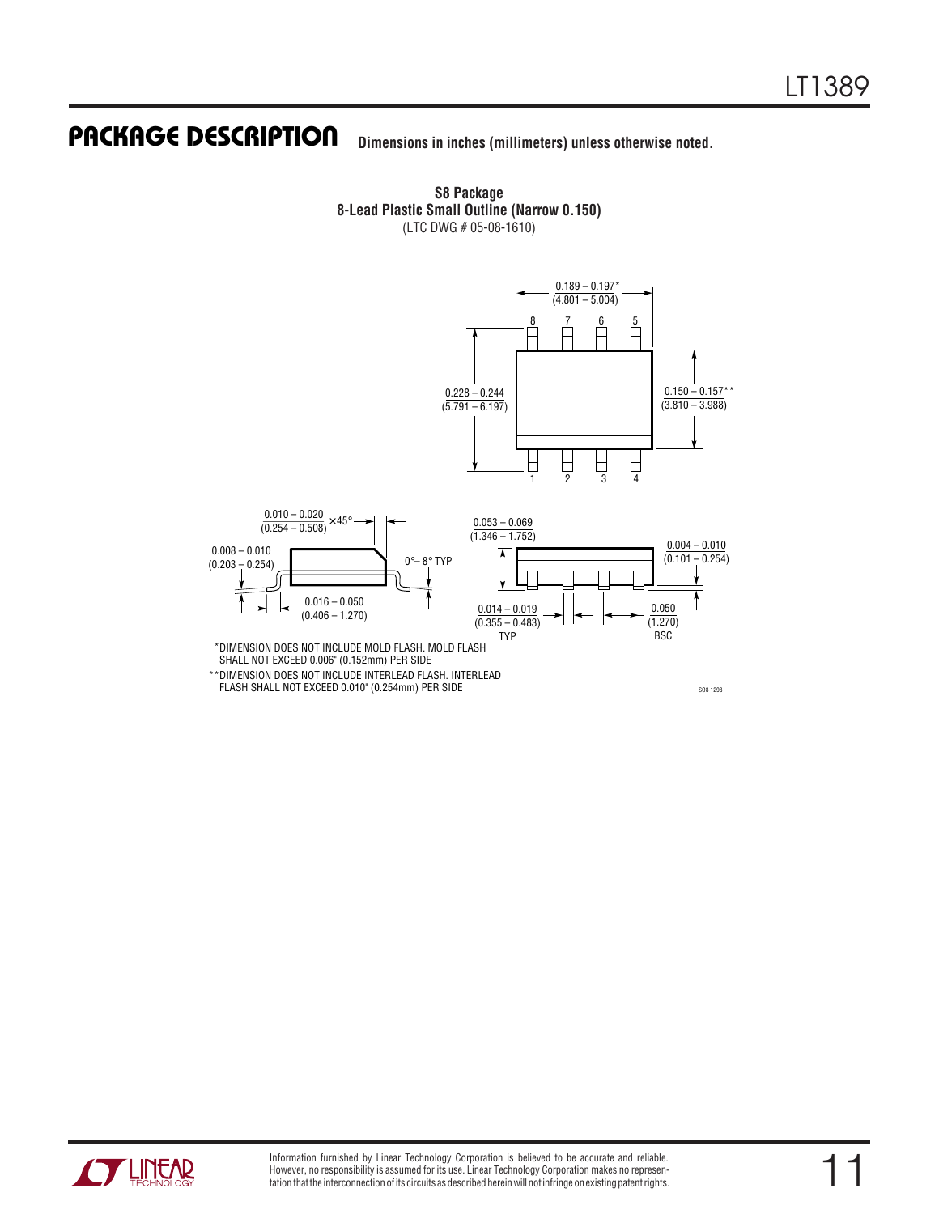## PACKAGE DESCRIPTION

**Dimensions in inches (millimeters) unless otherwise noted.**

**S8 Package**
**8-Lead Plastic Small Outline (Narrow 0.150)**
(LTC DWG # 05-08-1610)

0.189 – 0.197*
(4.801 – 5.004)

8 7 6 5

0.228 – 0.244
(5.791 – 6.197)

0.150 – 0.157**
(3.810 – 3.988)

1 2 3 4

0.010 – 0.020
(0.254 – 0.508) × 45°

0.008 – 0.010
(0.203 – 0.254)

0°– 8° TYP

0.016 – 0.050
(0.406 – 1.270)

0.053 – 0.069
(1.346 – 1.752)

0.004 – 0.010
(0.101 – 0.254)

0.014 – 0.019
(0.355 – 0.483)
TYP

0.050
(1.270)
BSC

*DIMENSION DOES NOT INCLUDE MOLD FLASH. MOLD FLASH SHALL NOT EXCEED 0.006" (0.152mm) PER SIDE

**DIMENSION DOES NOT INCLUDE INTERLEAD FLASH. INTERLEAD FLASH SHALL NOT EXCEED 0.010" (0.254mm) PER SIDE

SO8 1298

Information furnished by Linear Technology Corporation is believed to be accurate and reliable. However, no responsibility is assumed for its use. Linear Technology Corporation makes no representation that the interconnection of its circuits as described herein will not infringe on existing patent rights.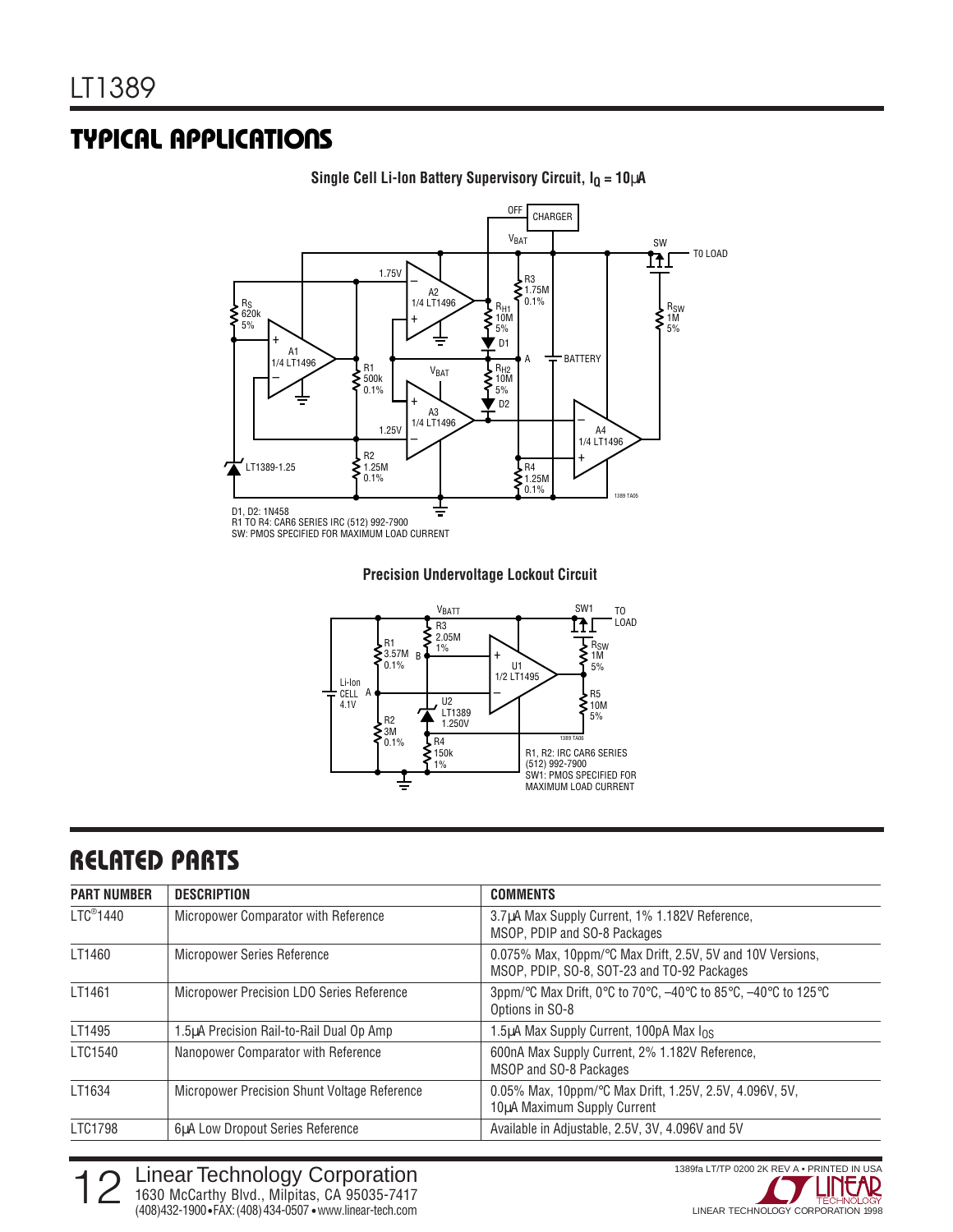## TYPICAL APPLICATIONS

**Single Cell Li-Ion Battery Supervisory Circuit, $I_Q = 10\mu A$**

D1, D2: 1N458
R1 TO R4: CAR6 SERIES IRC (512) 992-7900
SW: PMOS SPECIFIED FOR MAXIMUM LOAD CURRENT

**Precision Undervoltage Lockout Circuit**

R1, R2: IRC CAR6 SERIES
(512) 992-7900
SW1: PMOS SPECIFIED FOR
MAXIMUM LOAD CURRENT

## RELATED PARTS

| PART NUMBER | DESCRIPTION | COMMENTS |
|---|---|---|
| LTC®1440 | Micropower Comparator with Reference | 3.7µA Max Supply Current, 1% 1.182V Reference, MSOP, PDIP and SO-8 Packages |
| LT1460 | Micropower Series Reference | 0.075% Max, 10ppm/°C Max Drift, 2.5V, 5V and 10V Versions, MSOP, PDIP, SO-8, SOT-23 and TO-92 Packages |
| LT1461 | Micropower Precision LDO Series Reference | 3ppm/°C Max Drift, 0°C to 70°C, –40°C to 85°C, –40°C to 125°C Options in SO-8 |
| LT1495 | 1.5µA Precision Rail-to-Rail Dual Op Amp | 1.5µA Max Supply Current, 100pA Max $I_{OS}$ |
| LTC1540 | Nanopower Comparator with Reference | 600nA Max Supply Current, 2% 1.182V Reference, MSOP and SO-8 Packages |
| LT1634 | Micropower Precision Shunt Voltage Reference | 0.05% Max, 10ppm/°C Max Drift, 1.25V, 2.5V, 4.096V, 5V, 10µA Maximum Supply Current |
| LTC1798 | 6µA Low Dropout Series Reference | Available in Adjustable, 2.5V, 3V, 4.096V and 5V |

Linear Technology Corporation
1630 McCarthy Blvd., Milpitas, CA 95035-7417
(408)432-1900 • FAX: (408) 434-0507 • www.linear-tech.com

1389fa LT/TP 0200 2K REV A • PRINTED IN USA
© LINEAR TECHNOLOGY CORPORATION 1998